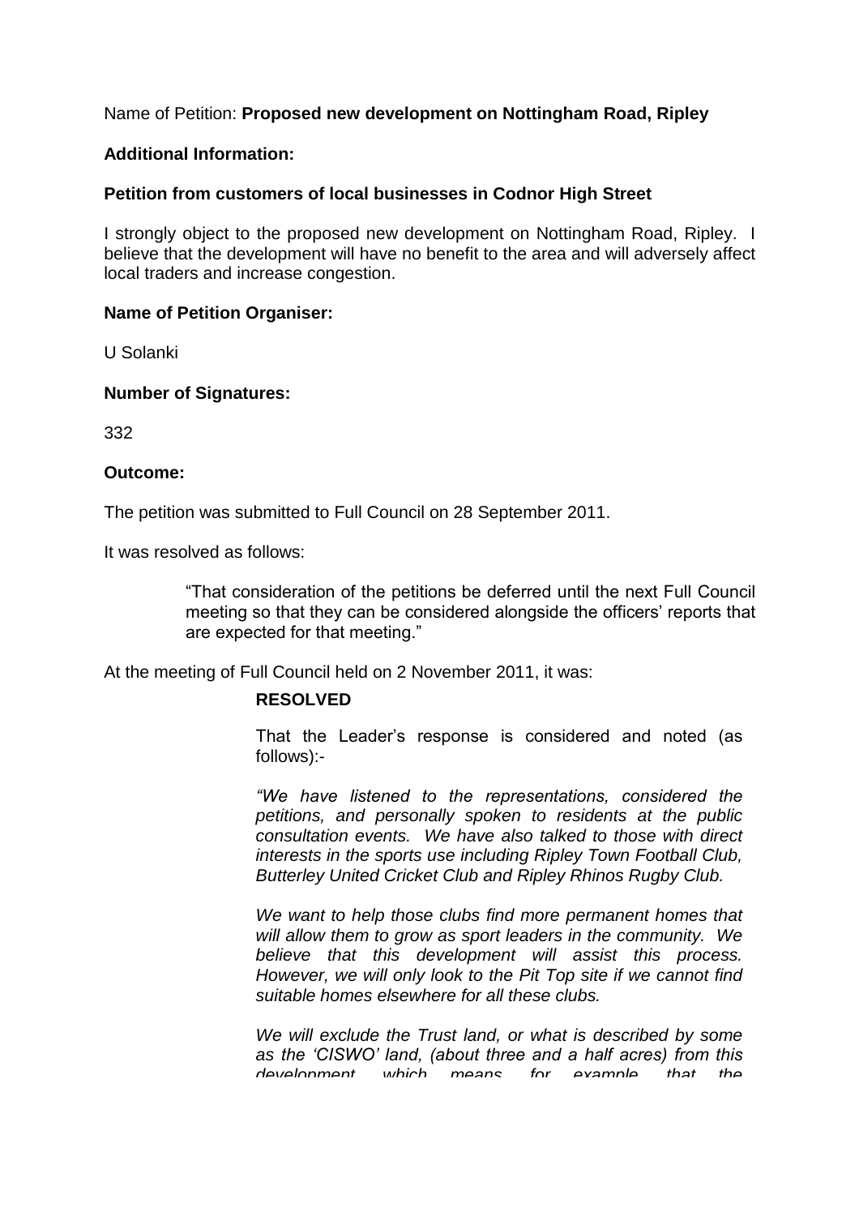Name of Petition: **Proposed new development on Nottingham Road, Ripley**

**Additional Information:**

**Petition from customers of local businesses in Codnor High Street**

I strongly object to the proposed new development on Nottingham Road, Ripley. I believe that the development will have no benefit to the area and will adversely affect local traders and increase congestion.

**Name of Petition Organiser:**

U Solanki

**Number of Signatures:**

332

**Outcome:**

The petition was submitted to Full Council on 28 September 2011.

It was resolved as follows:

> "That consideration of the petitions be deferred until the next Full Council meeting so that they can be considered alongside the officers' reports that are expected for that meeting."

At the meeting of Full Council held on 2 November 2011, it was:

> **RESOLVED**
>
> That the Leader's response is considered and noted (as follows):-
>
> *"We have listened to the representations, considered the petitions, and personally spoken to residents at the public consultation events. We have also talked to those with direct interests in the sports use including Ripley Town Football Club, Butterley United Cricket Club and Ripley Rhinos Rugby Club.*
>
> *We want to help those clubs find more permanent homes that will allow them to grow as sport leaders in the community. We believe that this development will assist this process. However, we will only look to the Pit Top site if we cannot find suitable homes elsewhere for all these clubs.*
>
> *We will exclude the Trust land, or what is described by some as the 'CISWO' land, (about three and a half acres) from this development which means for example that the*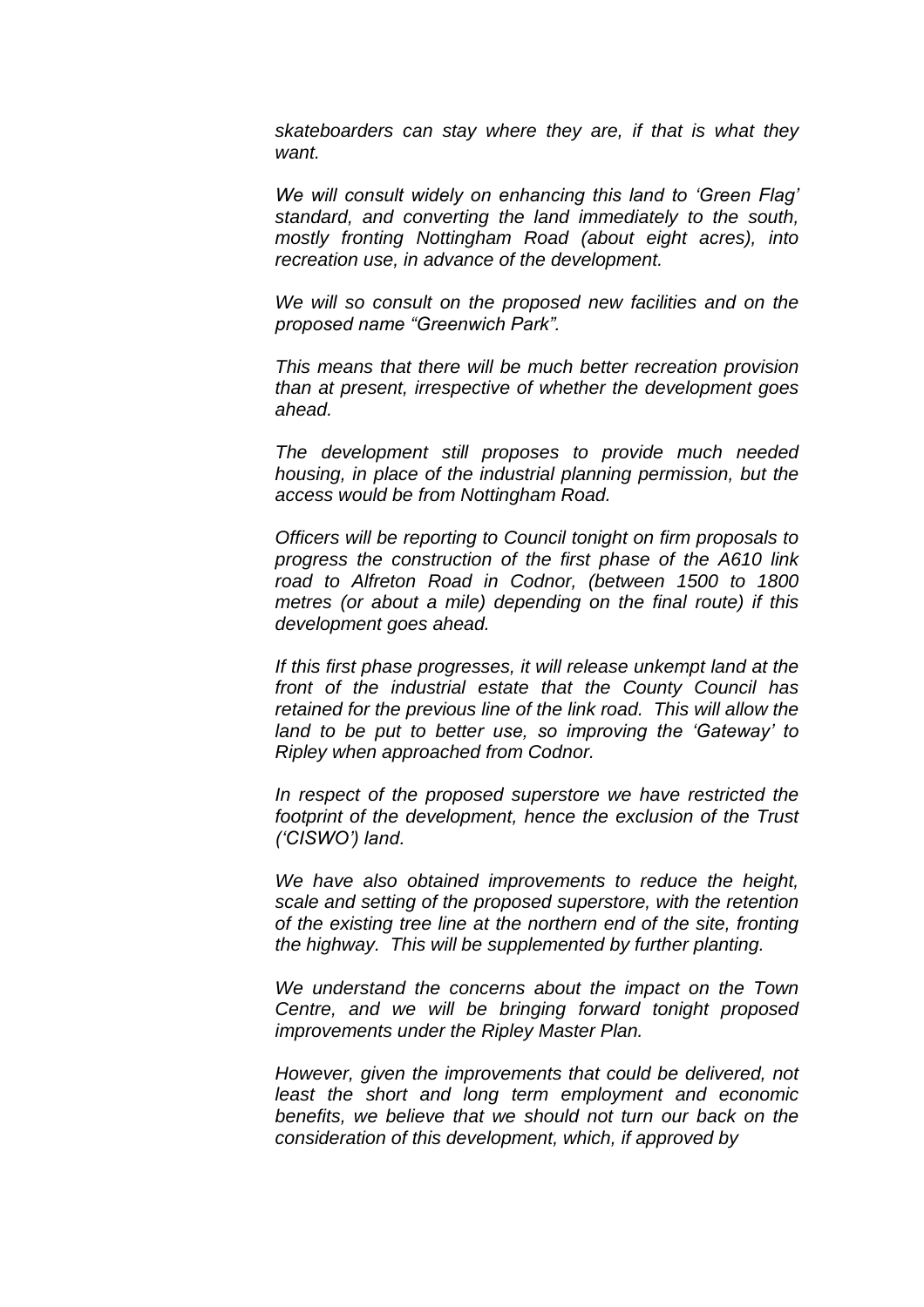*skateboarders can stay where they are, if that is what they want.*

*We will consult widely on enhancing this land to 'Green Flag' standard, and converting the land immediately to the south, mostly fronting Nottingham Road (about eight acres), into recreation use, in advance of the development.*

*We will so consult on the proposed new facilities and on the proposed name "Greenwich Park".*

*This means that there will be much better recreation provision than at present, irrespective of whether the development goes ahead.*

*The development still proposes to provide much needed housing, in place of the industrial planning permission, but the access would be from Nottingham Road.*

*Officers will be reporting to Council tonight on firm proposals to progress the construction of the first phase of the A610 link road to Alfreton Road in Codnor, (between 1500 to 1800 metres (or about a mile) depending on the final route) if this development goes ahead.*

*If this first phase progresses, it will release unkempt land at the front of the industrial estate that the County Council has retained for the previous line of the link road. This will allow the land to be put to better use, so improving the 'Gateway' to Ripley when approached from Codnor.*

*In respect of the proposed superstore we have restricted the footprint of the development, hence the exclusion of the Trust ('CISWO') land.*

*We have also obtained improvements to reduce the height, scale and setting of the proposed superstore, with the retention of the existing tree line at the northern end of the site, fronting the highway. This will be supplemented by further planting.*

*We understand the concerns about the impact on the Town Centre, and we will be bringing forward tonight proposed improvements under the Ripley Master Plan.*

*However, given the improvements that could be delivered, not least the short and long term employment and economic benefits, we believe that we should not turn our back on the consideration of this development, which, if approved by*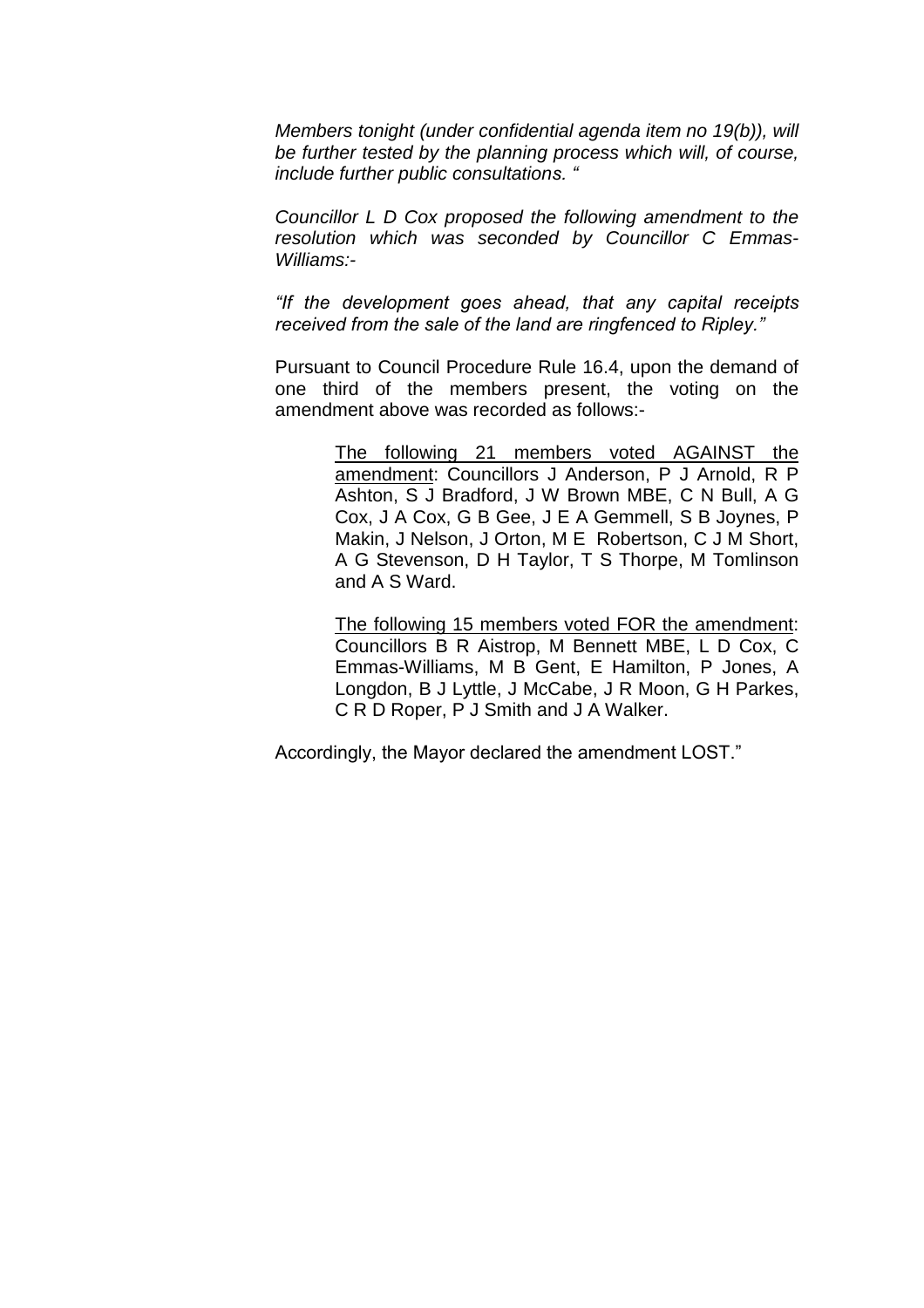*Members tonight (under confidential agenda item no 19(b)), will be further tested by the planning process which will, of course, include further public consultations. "*

*Councillor L D Cox proposed the following amendment to the resolution which was seconded by Councillor C Emmas-Williams:-*

*"If the development goes ahead, that any capital receipts received from the sale of the land are ringfenced to Ripley."*

Pursuant to Council Procedure Rule 16.4, upon the demand of one third of the members present, the voting on the amendment above was recorded as follows:-

> <u>The following 21 members voted AGAINST the amendment</u>: Councillors J Anderson, P J Arnold, R P Ashton, S J Bradford, J W Brown MBE, C N Bull, A G Cox, J A Cox, G B Gee, J E A Gemmell, S B Joynes, P Makin, J Nelson, J Orton, M E Robertson, C J M Short, A G Stevenson, D H Taylor, T S Thorpe, M Tomlinson and A S Ward.
>
> <u>The following 15 members voted FOR the amendment</u>: Councillors B R Aistrop, M Bennett MBE, L D Cox, C Emmas-Williams, M B Gent, E Hamilton, P Jones, A Longdon, B J Lyttle, J McCabe, J R Moon, G H Parkes, C R D Roper, P J Smith and J A Walker.

Accordingly, the Mayor declared the amendment LOST."